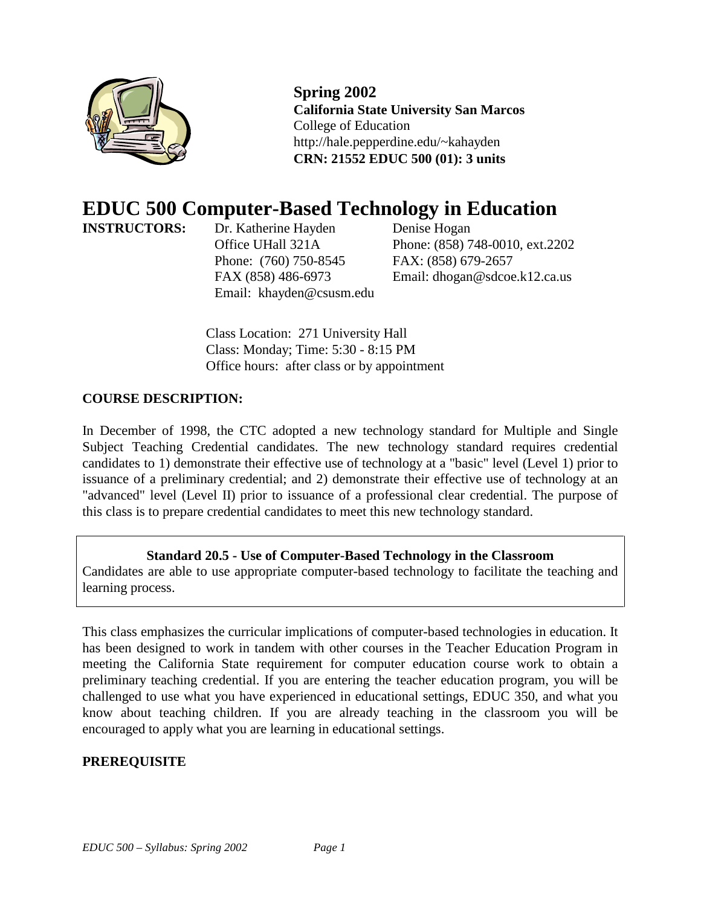**Spring 2002**
**California State University San Marcos**
College of Education
http://hale.pepperdine.edu/~kahayden
**CRN: 21552 EDUC 500 (01): 3 units**

# EDUC 500 Computer-Based Technology in Education

**INSTRUCTORS:**

Dr. Katherine Hayden
Office UHall 321A
Phone: (760) 750-8545
FAX (858) 486-6973
Email: khayden@csusm.edu

Denise Hogan
Phone: (858) 748-0010, ext.2202
FAX: (858) 679-2657
Email: dhogan@sdcoe.k12.ca.us

Class Location: 271 University Hall
Class: Monday; Time: 5:30 - 8:15 PM
Office hours: after class or by appointment

**COURSE DESCRIPTION:**

In December of 1998, the CTC adopted a new technology standard for Multiple and Single Subject Teaching Credential candidates. The new technology standard requires credential candidates to 1) demonstrate their effective use of technology at a "basic" level (Level 1) prior to issuance of a preliminary credential; and 2) demonstrate their effective use of technology at an "advanced" level (Level II) prior to issuance of a professional clear credential. The purpose of this class is to prepare credential candidates to meet this new technology standard.

**Standard 20.5 - Use of Computer-Based Technology in the Classroom**
Candidates are able to use appropriate computer-based technology to facilitate the teaching and learning process.

This class emphasizes the curricular implications of computer-based technologies in education. It has been designed to work in tandem with other courses in the Teacher Education Program in meeting the California State requirement for computer education course work to obtain a preliminary teaching credential. If you are entering the teacher education program, you will be challenged to use what you have experienced in educational settings, EDUC 350, and what you know about teaching children. If you are already teaching in the classroom you will be encouraged to apply what you are learning in educational settings.

**PREREQUISITE**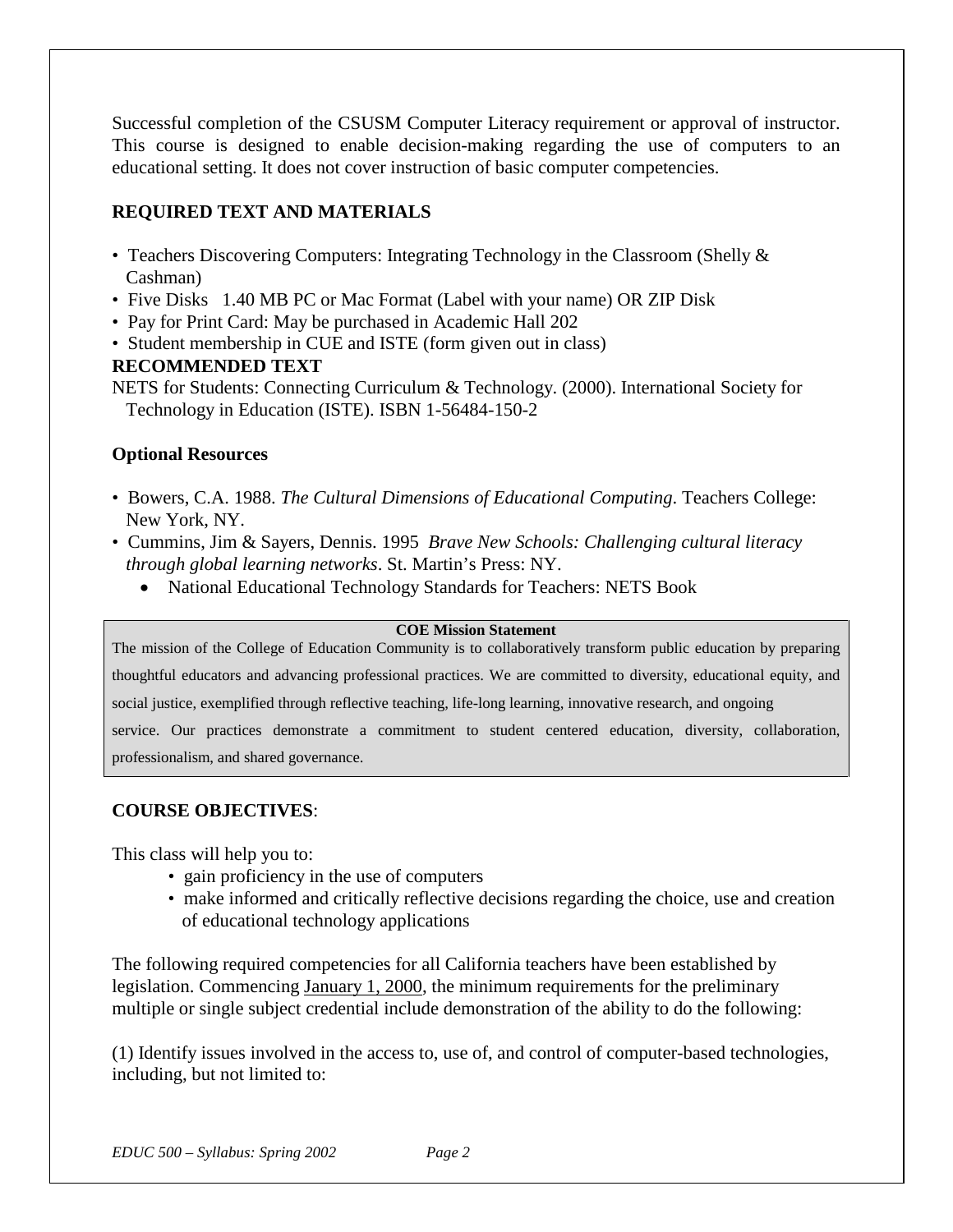Successful completion of the CSUSM Computer Literacy requirement or approval of instructor. This course is designed to enable decision-making regarding the use of computers to an educational setting. It does not cover instruction of basic computer competencies.

**REQUIRED TEXT AND MATERIALS**

- Teachers Discovering Computers: Integrating Technology in the Classroom (Shelly & Cashman)
- Five Disks 1.40 MB PC or Mac Format (Label with your name) OR ZIP Disk
- Pay for Print Card: May be purchased in Academic Hall 202
- Student membership in CUE and ISTE (form given out in class)

**RECOMMENDED TEXT**

NETS for Students: Connecting Curriculum & Technology. (2000). International Society for Technology in Education (ISTE). ISBN 1-56484-150-2

**Optional Resources**

- Bowers, C.A. 1988. *The Cultural Dimensions of Educational Computing*. Teachers College: New York, NY.
- Cummins, Jim & Sayers, Dennis. 1995 *Brave New Schools: Challenging cultural literacy through global learning networks*. St. Martin's Press: NY.
  - National Educational Technology Standards for Teachers: NETS Book

**COE Mission Statement**

The mission of the College of Education Community is to collaboratively transform public education by preparing thoughtful educators and advancing professional practices. We are committed to diversity, educational equity, and social justice, exemplified through reflective teaching, life-long learning, innovative research, and ongoing service. Our practices demonstrate a commitment to student centered education, diversity, collaboration, professionalism, and shared governance.

**COURSE OBJECTIVES**:

This class will help you to:

- gain proficiency in the use of computers
- make informed and critically reflective decisions regarding the choice, use and creation of educational technology applications

The following required competencies for all California teachers have been established by legislation. Commencing January 1, 2000, the minimum requirements for the preliminary multiple or single subject credential include demonstration of the ability to do the following:

(1) Identify issues involved in the access to, use of, and control of computer-based technologies, including, but not limited to: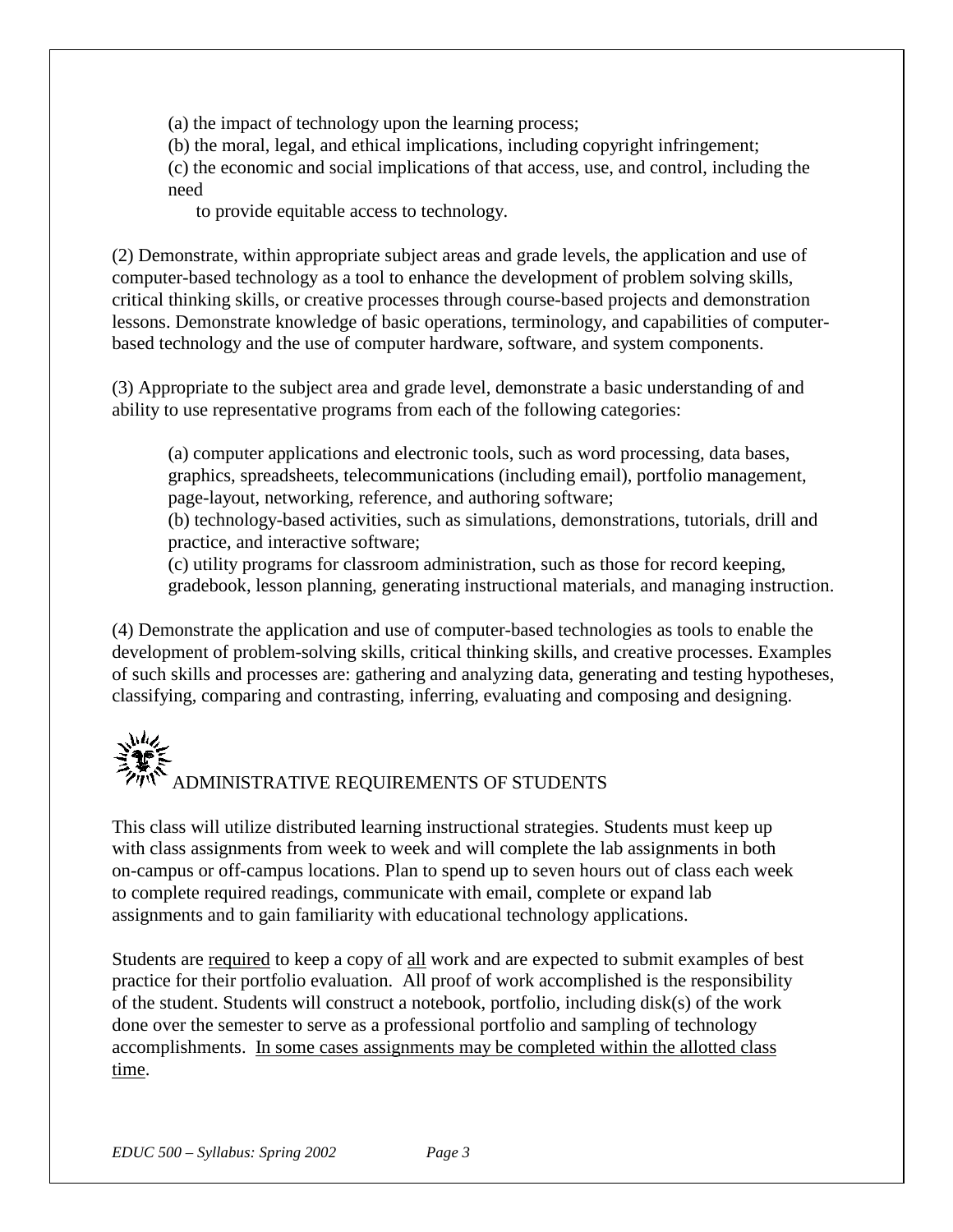(a) the impact of technology upon the learning process;
(b) the moral, legal, and ethical implications, including copyright infringement;
(c) the economic and social implications of that access, use, and control, including the need to provide equitable access to technology.

(2) Demonstrate, within appropriate subject areas and grade levels, the application and use of computer-based technology as a tool to enhance the development of problem solving skills, critical thinking skills, or creative processes through course-based projects and demonstration lessons. Demonstrate knowledge of basic operations, terminology, and capabilities of computer-based technology and the use of computer hardware, software, and system components.

(3) Appropriate to the subject area and grade level, demonstrate a basic understanding of and ability to use representative programs from each of the following categories:

(a) computer applications and electronic tools, such as word processing, data bases, graphics, spreadsheets, telecommunications (including email), portfolio management, page-layout, networking, reference, and authoring software;
(b) technology-based activities, such as simulations, demonstrations, tutorials, drill and practice, and interactive software;
(c) utility programs for classroom administration, such as those for record keeping, gradebook, lesson planning, generating instructional materials, and managing instruction.

(4) Demonstrate the application and use of computer-based technologies as tools to enable the development of problem-solving skills, critical thinking skills, and creative processes. Examples of such skills and processes are: gathering and analyzing data, generating and testing hypotheses, classifying, comparing and contrasting, inferring, evaluating and composing and designing.

## ADMINISTRATIVE REQUIREMENTS OF STUDENTS

This class will utilize distributed learning instructional strategies. Students must keep up with class assignments from week to week and will complete the lab assignments in both on-campus or off-campus locations. Plan to spend up to seven hours out of class each week to complete required readings, communicate with email, complete or expand lab assignments and to gain familiarity with educational technology applications.

Students are required to keep a copy of all work and are expected to submit examples of best practice for their portfolio evaluation. All proof of work accomplished is the responsibility of the student. Students will construct a notebook, portfolio, including disk(s) of the work done over the semester to serve as a professional portfolio and sampling of technology accomplishments. In some cases assignments may be completed within the allotted class time.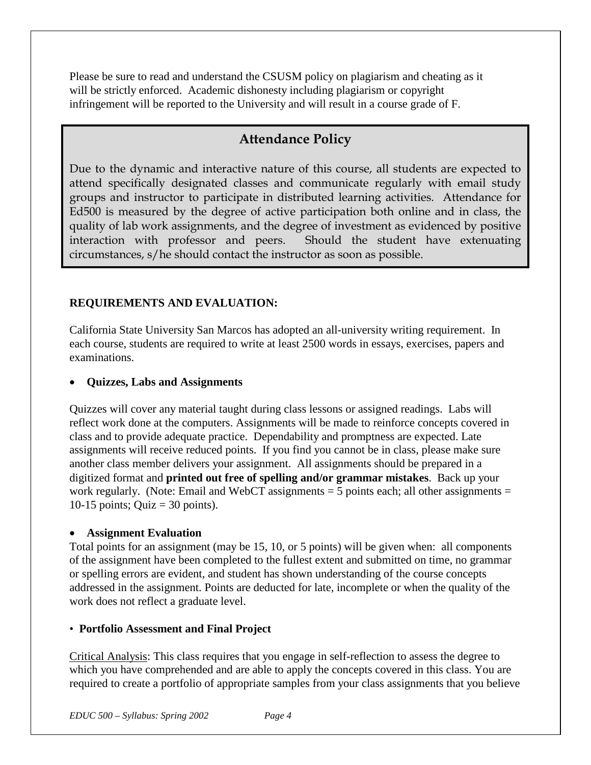Please be sure to read and understand the CSUSM policy on plagiarism and cheating as it will be strictly enforced. Academic dishonesty including plagiarism or copyright infringement will be reported to the University and will result in a course grade of F.

## Attendance Policy

Due to the dynamic and interactive nature of this course, all students are expected to attend specifically designated classes and communicate regularly with email study groups and instructor to participate in distributed learning activities. Attendance for Ed500 is measured by the degree of active participation both online and in class, the quality of lab work assignments, and the degree of investment as evidenced by positive interaction with professor and peers. Should the student have extenuating circumstances, s/he should contact the instructor as soon as possible.

**REQUIREMENTS AND EVALUATION:**

California State University San Marcos has adopted an all-university writing requirement. In each course, students are required to write at least 2500 words in essays, exercises, papers and examinations.

- **Quizzes, Labs and Assignments**

Quizzes will cover any material taught during class lessons or assigned readings. Labs will reflect work done at the computers. Assignments will be made to reinforce concepts covered in class and to provide adequate practice. Dependability and promptness are expected. Late assignments will receive reduced points. If you find you cannot be in class, please make sure another class member delivers your assignment. All assignments should be prepared in a digitized format and **printed out free of spelling and/or grammar mistakes**. Back up your work regularly. (Note: Email and WebCT assignments = 5 points each; all other assignments = 10-15 points; Quiz = 30 points).

- **Assignment Evaluation**

Total points for an assignment (may be 15, 10, or 5 points) will be given when: all components of the assignment have been completed to the fullest extent and submitted on time, no grammar or spelling errors are evident, and student has shown understanding of the course concepts addressed in the assignment. Points are deducted for late, incomplete or when the quality of the work does not reflect a graduate level.

- **Portfolio Assessment and Final Project**

Critical Analysis: This class requires that you engage in self-reflection to assess the degree to which you have comprehended and are able to apply the concepts covered in this class. You are required to create a portfolio of appropriate samples from your class assignments that you believe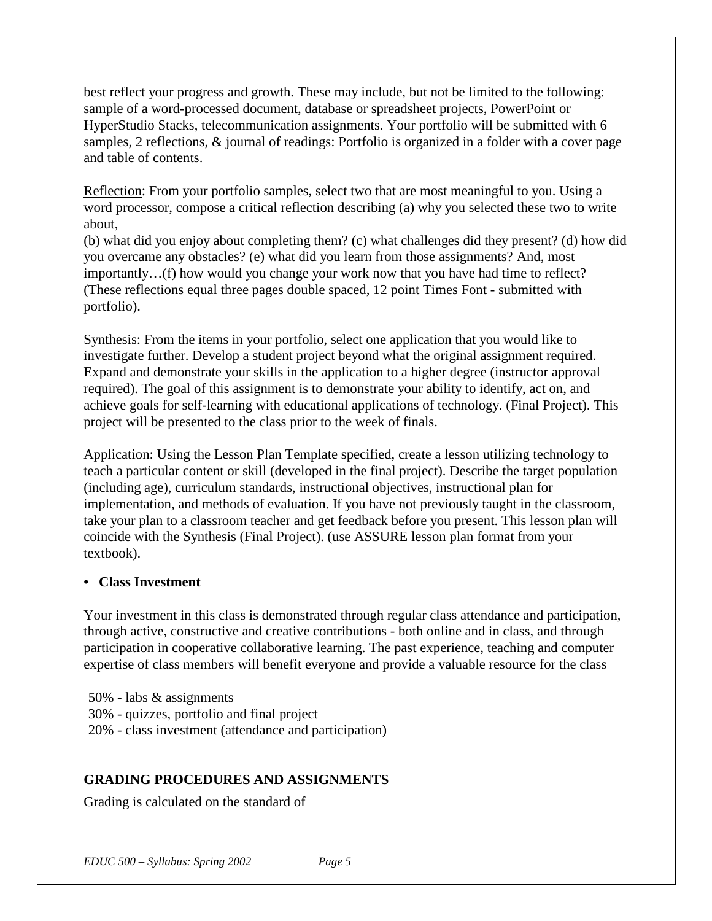best reflect your progress and growth. These may include, but not be limited to the following: sample of a word-processed document, database or spreadsheet projects, PowerPoint or HyperStudio Stacks, telecommunication assignments. Your portfolio will be submitted with 6 samples, 2 reflections, & journal of readings: Portfolio is organized in a folder with a cover page and table of contents.

Reflection: From your portfolio samples, select two that are most meaningful to you. Using a word processor, compose a critical reflection describing (a) why you selected these two to write about,
(b) what did you enjoy about completing them? (c) what challenges did they present? (d) how did you overcame any obstacles? (e) what did you learn from those assignments? And, most importantly…(f) how would you change your work now that you have had time to reflect? (These reflections equal three pages double spaced, 12 point Times Font - submitted with portfolio).

Synthesis: From the items in your portfolio, select one application that you would like to investigate further. Develop a student project beyond what the original assignment required. Expand and demonstrate your skills in the application to a higher degree (instructor approval required). The goal of this assignment is to demonstrate your ability to identify, act on, and achieve goals for self-learning with educational applications of technology. (Final Project). This project will be presented to the class prior to the week of finals.

Application: Using the Lesson Plan Template specified, create a lesson utilizing technology to teach a particular content or skill (developed in the final project). Describe the target population (including age), curriculum standards, instructional objectives, instructional plan for implementation, and methods of evaluation. If you have not previously taught in the classroom, take your plan to a classroom teacher and get feedback before you present. This lesson plan will coincide with the Synthesis (Final Project). (use ASSURE lesson plan format from your textbook).

- **Class Investment**

Your investment in this class is demonstrated through regular class attendance and participation, through active, constructive and creative contributions - both online and in class, and through participation in cooperative collaborative learning. The past experience, teaching and computer expertise of class members will benefit everyone and provide a valuable resource for the class

50% - labs & assignments
30% - quizzes, portfolio and final project
20% - class investment (attendance and participation)

## GRADING PROCEDURES AND ASSIGNMENTS

Grading is calculated on the standard of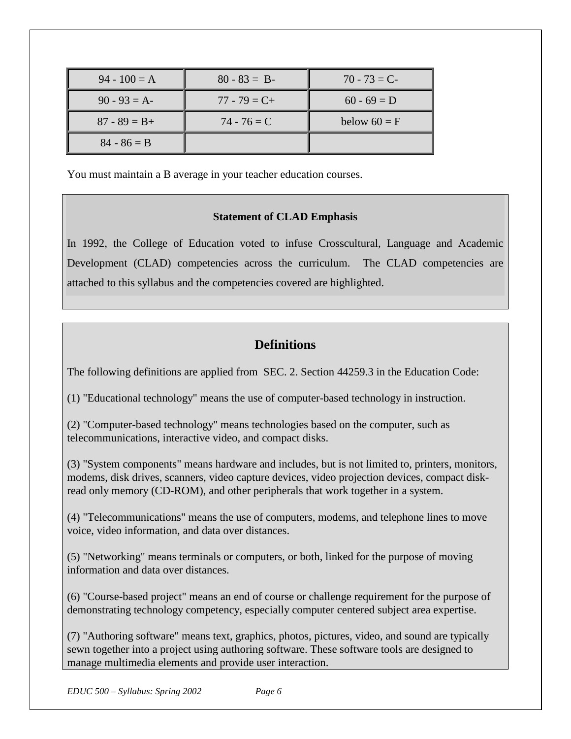| 94 - 100 = A | 80 - 83 = B- | 70 - 73 = C- |
|---|---|---|
| 90 - 93 = A- | 77 - 79 = C+ | 60 - 69 = D |
| 87 - 89 = B+ | 74 - 76 = C | below 60 = F |
| 84 - 86 = B | | |

You must maintain a B average in your teacher education courses.

**Statement of CLAD Emphasis**

In 1992, the College of Education voted to infuse Crosscultural, Language and Academic Development (CLAD) competencies across the curriculum. The CLAD competencies are attached to this syllabus and the competencies covered are highlighted.

## Definitions

The following definitions are applied from SEC. 2. Section 44259.3 in the Education Code:

(1) "Educational technology" means the use of computer-based technology in instruction.

(2) "Computer-based technology" means technologies based on the computer, such as telecommunications, interactive video, and compact disks.

(3) "System components" means hardware and includes, but is not limited to, printers, monitors, modems, disk drives, scanners, video capture devices, video projection devices, compact disk-read only memory (CD-ROM), and other peripherals that work together in a system.

(4) "Telecommunications" means the use of computers, modems, and telephone lines to move voice, video information, and data over distances.

(5) "Networking" means terminals or computers, or both, linked for the purpose of moving information and data over distances.

(6) "Course-based project" means an end of course or challenge requirement for the purpose of demonstrating technology competency, especially computer centered subject area expertise.

(7) "Authoring software" means text, graphics, photos, pictures, video, and sound are typically sewn together into a project using authoring software. These software tools are designed to manage multimedia elements and provide user interaction.